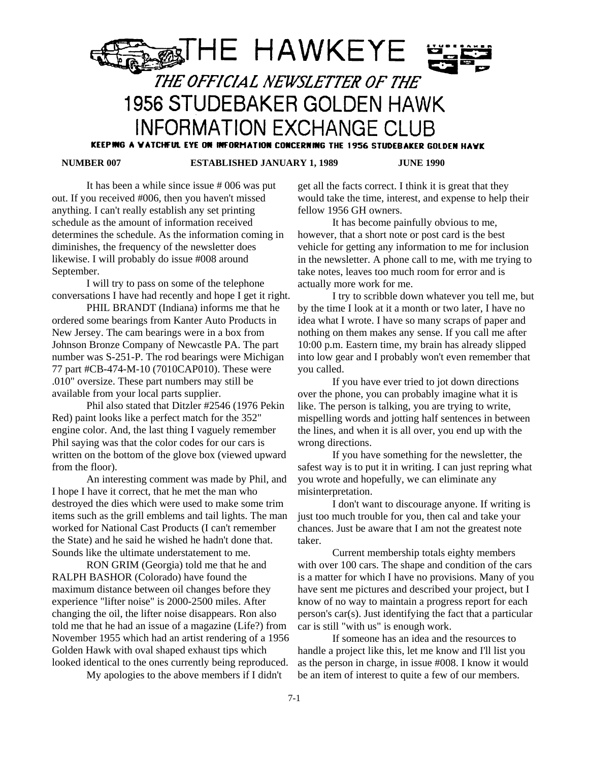# THE HAWKEYE

## *THE OFFICIAL NEWSLETTER OF THE* 1956 STUDEBAKER GOLDEN HAWK INFORMATION EXCHANGE CLUB

**KEEPING A WATCHFUL EYE ON INFORMATION CONCERNING THE 1956 STUDEBAKER GOLDEN HAWK**

**NUMBER 007** **ESTABLISHED JANUARY 1, 1989** **JUNE 1990**

It has been a while since issue # 006 was put out. If you received #006, then you haven't missed anything. I can't really establish any set printing schedule as the amount of information received determines the schedule. As the information coming in diminishes, the frequency of the newsletter does likewise. I will probably do issue #008 around September.

I will try to pass on some of the telephone conversations I have had recently and hope I get it right.

PHIL BRANDT (Indiana) informs me that he ordered some bearings from Kanter Auto Products in New Jersey. The cam bearings were in a box from Johnson Bronze Company of Newcastle PA. The part number was S-251-P. The rod bearings were Michigan 77 part #CB-474-M-10 (7010CAP010). These were .010" oversize. These part numbers may still be available from your local parts supplier.

Phil also stated that Ditzler #2546 (1976 Pekin Red) paint looks like a perfect match for the 352" engine color. And, the last thing I vaguely remember Phil saying was that the color codes for our cars is written on the bottom of the glove box (viewed upward from the floor).

An interesting comment was made by Phil, and I hope I have it correct, that he met the man who destroyed the dies which were used to make some trim items such as the grill emblems and tail lights. The man worked for National Cast Products (I can't remember the State) and he said he wished he hadn't done that. Sounds like the ultimate understatement to me.

RON GRIM (Georgia) told me that he and RALPH BASHOR (Colorado) have found the maximum distance between oil changes before they experience "lifter noise" is 2000-2500 miles. After changing the oil, the lifter noise disappears. Ron also told me that he had an issue of a magazine (Life?) from November 1955 which had an artist rendering of a 1956 Golden Hawk with oval shaped exhaust tips which looked identical to the ones currently being reproduced.

My apologies to the above members if I didn't get all the facts correct. I think it is great that they would take the time, interest, and expense to help their fellow 1956 GH owners.

It has become painfully obvious to me, however, that a short note or post card is the best vehicle for getting any information to me for inclusion in the newsletter. A phone call to me, with me trying to take notes, leaves too much room for error and is actually more work for me.

I try to scribble down whatever you tell me, but by the time I look at it a month or two later, I have no idea what I wrote. I have so many scraps of paper and nothing on them makes any sense. If you call me after 10:00 p.m. Eastern time, my brain has already slipped into low gear and I probably won't even remember that you called.

If you have ever tried to jot down directions over the phone, you can probably imagine what it is like. The person is talking, you are trying to write, mispelling words and jotting half sentences in between the lines, and when it is all over, you end up with the wrong directions.

If you have something for the newsletter, the safest way is to put it in writing. I can just repring what you wrote and hopefully, we can eliminate any misinterpretation.

I don't want to discourage anyone. If writing is just too much trouble for you, then cal and take your chances. Just be aware that I am not the greatest note taker.

Current membership totals eighty members with over 100 cars. The shape and condition of the cars is a matter for which I have no provisions. Many of you have sent me pictures and described your project, but I know of no way to maintain a progress report for each person's car(s). Just identifying the fact that a particular car is still "with us" is enough work.

If someone has an idea and the resources to handle a project like this, let me know and I'll list you as the person in charge, in issue #008. I know it would be an item of interest to quite a few of our members.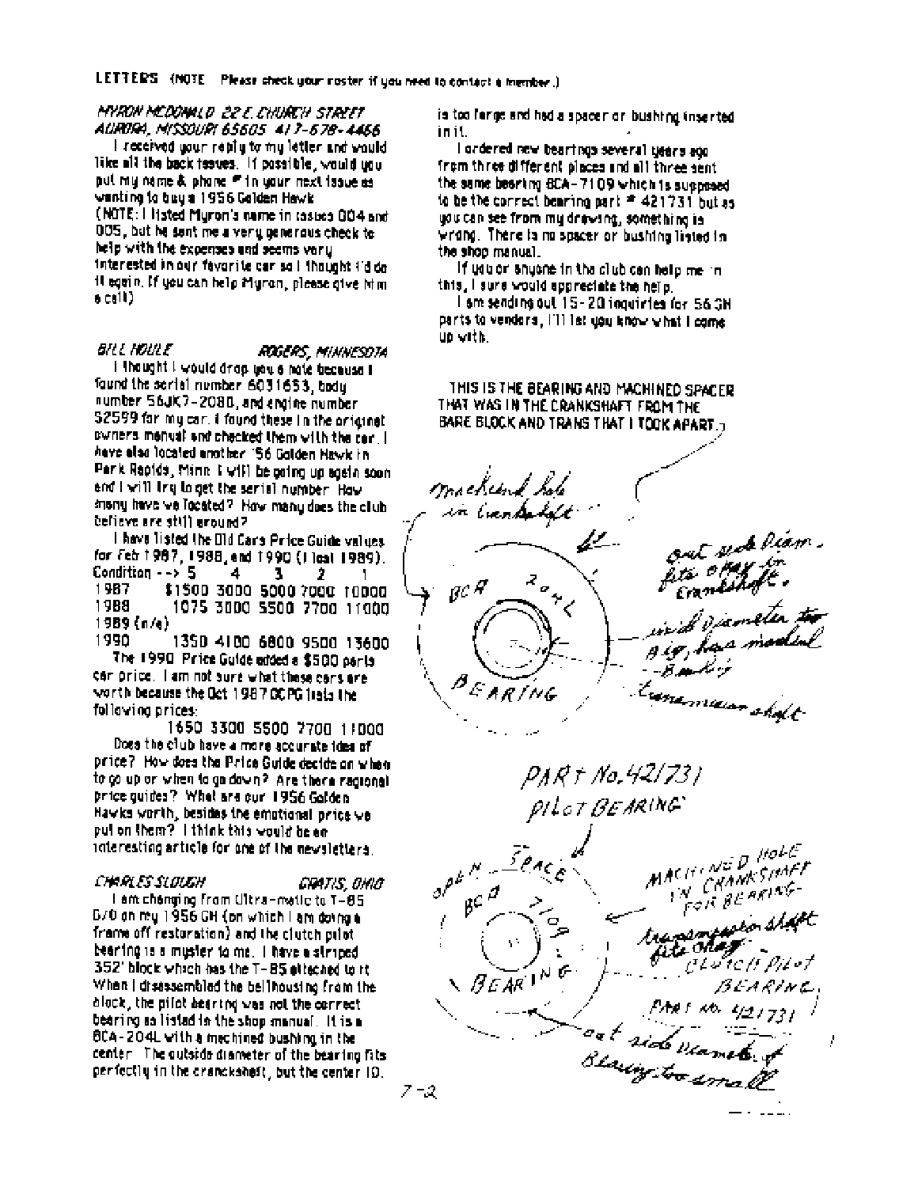**LETTERS** (NOTE Please check your roster if you need to contact a member.)

*MYRON MCDONALD 22 E. CHURCH STREET AURORA, MISSOURI 65605 417-678-4466*

I received your reply to my letter and would like all the back issues. If possible, would you put my name & phone # in your next issue as wanting to buy a 1956 Golden Hawk

(NOTE: I listed Myron's name in issues 004 and 005, but he sent me a very generous check to help with the expenses and seems very interested in our favorite car so I thought I'd do it again. If you can help Myron, please give him a call)

*BILL HOULE ROGERS, MINNESOTA*

I thought I would drop you a note because I found the serial number 6031653, body number 56JK7-2080, and engine number S2599 for my car. I found these in the original owners manual and checked them with the car. I have also located another '56 Golden Hawk in Park Rapids, Minn. I will be going up again soon and I will try to get the serial number. How many have we located? How many does the club believe are still around?

I have listed the Old Cars Price Guide values for Feb 1987, 1988, and 1990 (I lost 1989).

| Condition --> | 5 | 4 | 3 | 2 | 1 |
|---|---|---|---|---|---|
| 1987 | $1500 | 3000 | 5000 | 7000 | 10000 |
| 1988 | 1075 | 3000 | 5500 | 7700 | 11000 |
| 1989 (n/a) | | | | | |
| 1990 | 1350 | 4100 | 6800 | 9500 | 13600 |

The 1990 Price Guide added a $500 parts car price. I am not sure what these cars are worth because the Oct 1987 OCPG lists the following prices:

1650 3300 5500 7700 11000

Does the club have a more accurate idea of price? How does the Price Guide decide on when to go up or when to go down? Are there regional price guides? What are our 1956 Golden Hawks worth, besides the emotional price we put on them? I think this would be an interesting article for one of the newsletters.

*CHARLES SLOUGH GRATIS, OHIO*

I am changing from Ultra-matic to T-85 O/D on my 1956 GH (on which I am doing a frame off restoration) and the clutch pilot bearing is a myster to me. I have a striped 352' block which has the T-85 attached to it. When I disassembled the bellhousing from the block, the pilot bearing was not the correct bearing as listed in the shop manual. It is a BCA-204L with a machined bushing in the center. The outside diameter of the bearing fits perfectly in the cranckshaft, but the center ID. is too large and had a spacer or bushing inserted in it.

I ordered new bearings several years ago from three different places and all three sent the same bearing BCA-7109 which is supposed to be the correct bearing part # 421731 but as you can see from my drawing, something is wrong. There is no spacer or bushing listed in the shop manual.

If you or anyone in the club can help me in this, I sure would appreciate the help.

I am sending out 15-20 inquiries for 56 GH parts to vendors, I'll let you know what I come up with.

THIS IS THE BEARING AND MACHINED SPACER THAT WAS IN THE CRANKSHAFT FROM THE BARE BLOCK AND TRANS THAT I TOOK APART.

Machined hole in crankshaft

BCA 204L BEARING

out side diam. fits okay in crankshaft.

inside diameter too big, has machined bushing

transmission shaft

PART No. 421731 PILOT BEARING

OPEN SPACE

BCA 7109 BEARING

MACHINED HOLE IN CRANKSHAFT FOR BEARING.

transmission shaft fits okay

CLUTCH PILOT BEARING, PART No. 421731

out side diameter of Bearing too small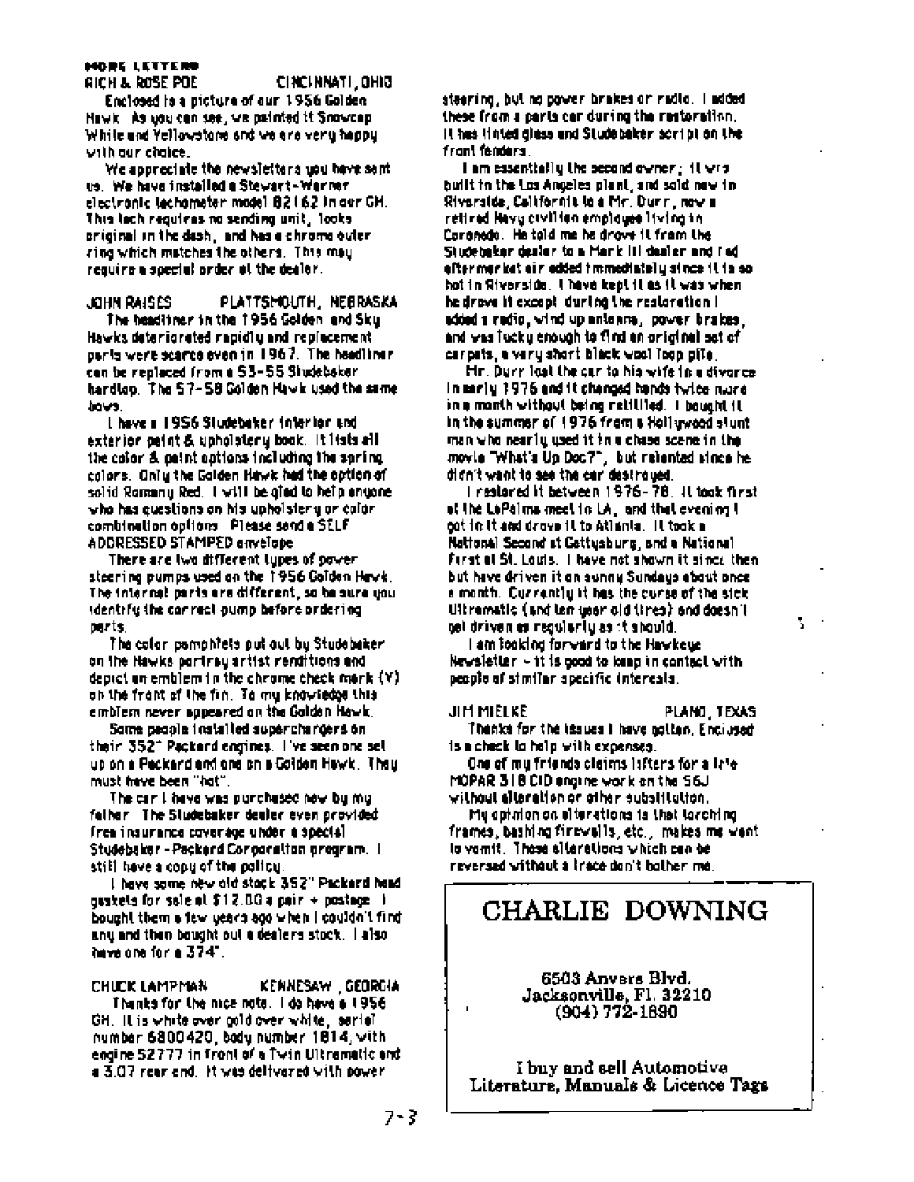MORE LETTERS

**RICH & ROSE POE** CINCINNATI, OHIO

Enclosed is a picture of our 1956 Golden Hawk. As you can see, we painted it Snowcap White and Yellowstone and we are very happy with our choice.

We appreciate the newsletters you have sent us. We have installed a Stewart-Warner electronic tachometer model 82162 in our GH. This tach requires no sending unit, looks original in the dash, and has a chrome outer ring which matches the others. This may require a special order at the dealer.

**JOHN RAISES** PLATTSMOUTH, NEBRASKA

The headliner in the 1956 Golden and Sky Hawks deteriorated rapidly and replacement parts were scarce even in 1967. The headliner can be replaced from a 53-55 Studebaker hardtop. The 57-58 Golden Hawk used the same bows.

I have a 1956 Studebaker interior and exterior paint & upholstery book. It lists all the color & paint options including the spring colors. Only the Golden Hawk had the option of solid Romany Red. I will be glad to help anyone who has questions on his upholstery or color combination options. Please send a SELF ADDRESSED STAMPED envelope.

There are two different types of power steering pumps used on the 1956 Golden Hawk. The internal parts are different, so be sure you identify the correct pump before ordering parts.

The color pamphlets put out by Studebaker on the Hawks portray artist renditions and depict an emblem in the chrome check mark (V) on the front of the fin. To my knowledge this emblem never appeared on the Golden Hawk.

Some people installed superchargers on their 352" Packard engines. I've seen one set up on a Packard and one on a Golden Hawk. They must have been "hot".

The car I have was purchased new by my father. The Studebaker dealer even provided free insurance coverage under a special Studebaker-Packard Corporation program. I still have a copy of the policy.

I have some new old stock 352" Packard head gaskets for sale at $12.00 a pair + postage. I bought them a few years ago when I couldn't find any and then bought out a dealers stock. I also have one for a 374".

**CHUCK LAMPMAN** KENNESAW, GEORGIA

Thanks for the nice note. I do have a 1956 GH. It is white over gold over white, serial number 6800420, body number 1814, with engine S2777 in front of a Twin Ultramatic and a 3.07 rear end. It was delivered with power steering, but no power brakes or radio. I added these from a parts car during the restoration. It has tinted glass and Studebaker script on the front fenders.

I am essentially the second owner; it was built in the Los Angeles plant, and sold new in Riverside, California to a Mr. Durr, now a retired Navy civilian employee living in Coronado. He told me he drove it from the Studebaker dealer to a Mark III dealer and had aftermarket air added immediately since it is so hot in Riverside. I have kept it as it was when he drove it except during the restoration I added a radio, wind up antenna, power brakes, and was lucky enough to find an original set of carpets, a very short black wool loop pile.

Mr. Durr lost the car to his wife in a divorce in early 1976 and it changed hands twice more in a month without being retitled. I bought it in the summer of 1976 from a Hollywood stunt man who nearly used it in a chase scene in the movie "What's Up Doc?", but relented since he didn't want to see the car destroyed.

I restored it between 1976-78. It took first at the LaPalma meet in LA, and that evening I got in it and drove it to Atlanta. It took a National Second at Gettysburg, and a National First at St. Louis. I have not shown it since then but have driven it on sunny Sundays about once a month. Currently it has the curse of the sick Ultramatic (and ten year old tires) and doesn't get driven as regularly as it should.

I am looking forward to the Hawkeye Newsletter - it is good to keep in contact with people of similar specific interests.

**JIM MIELKE** PLANO, TEXAS

Thanks for the issues I have gotten. Enclosed is a check to help with expenses.

One of my friends claims lifters for a late MOPAR 318 CID engine work on the 56J without alteration or other substitution.

My opinion on alterations is that torching frames, bashing firewalls, etc., makes me want to vomit. Those alterations which can be reversed without a trace don't bother me.

---

## CHARLIE DOWNING

6503 Anvers Blvd.
Jacksonville, Fl. 32210
(904) 772-1890

I buy and sell Automotive Literature, Manuals & Licence Tags

---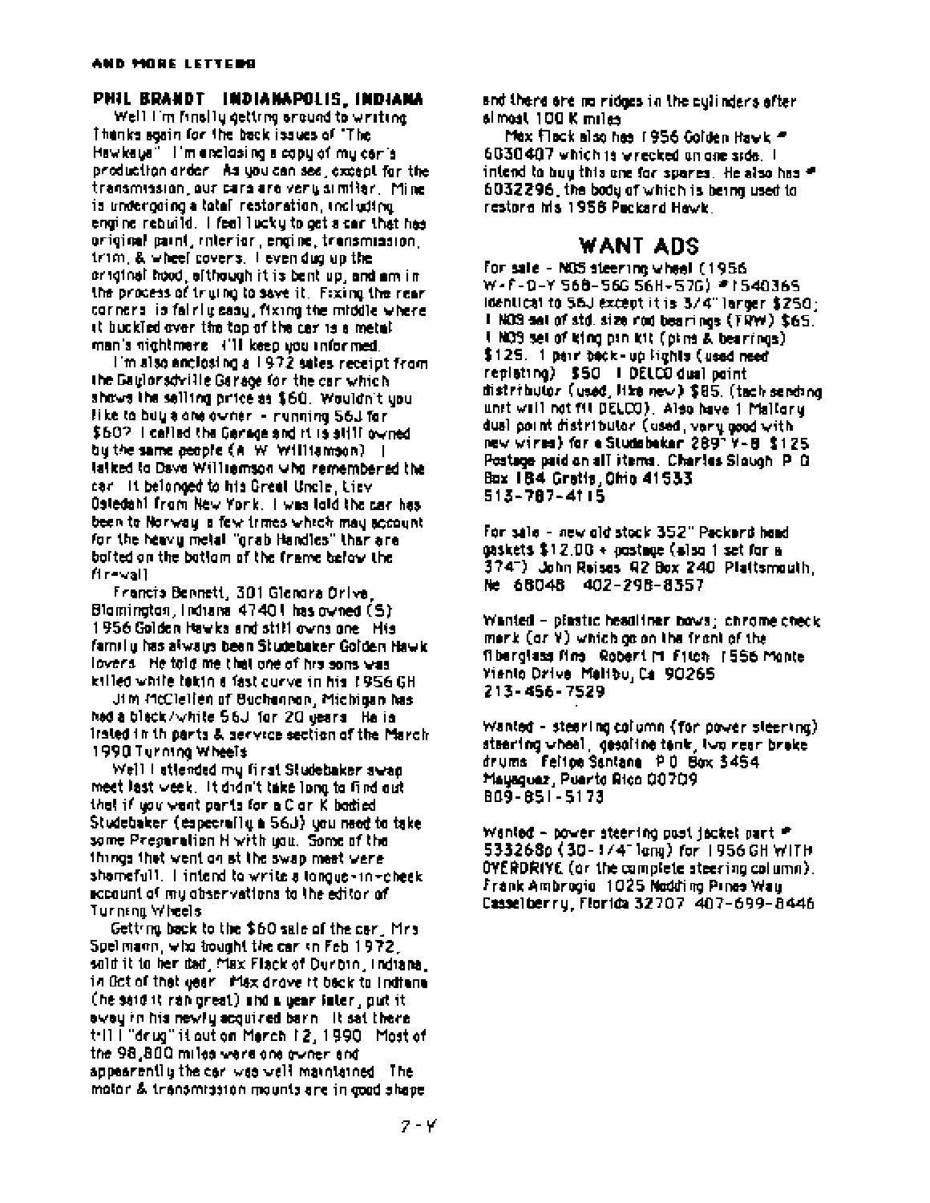**AND MORE LETTERS**

**PHIL BRANDT INDIANAPOLIS, INDIANA**

Well I'm finally getting around to writing. Thanks again for the back issues of "The Hawkeye". I'm enclosing a copy of my car's production order. As you can see, except for the transmission, our cars are very similar. Mine is undergoing a total restoration, including engine rebuild. I feel lucky to get a car that has original paint, interior, engine, transmission, trim, & wheel covers. I even dug up the original hood, although it is bent up, and am in the process of trying to save it. Fixing the rear corners is fairly easy, fixing the middle where it buckled over the top of the car is a metal man's nightmare. I'll keep you informed.

I'm also enclosing a 1972 sales receipt from the Gaylordsville Garage for the car which shows the selling price as $60. Wouldn't you like to buy a one owner - running 56J for $60? I called the Garage and it is still owned by the same people (A. W. Williamson). I talked to Dave Williamson who remembered the car. It belonged to his Great Uncle, Liev Ostedahl from New York. I was told the car has been to Norway a few times which may account for the heavy metal "grab Handles" thar are bolted on the bottom of the frame below the fire-wall.

Francis Bennett, 301 Glenora Drive, Blomington, Indiana 47401 has owned (5) 1956 Golden Hawks and still owns one. His family has always been Studebaker Golden Hawk lovers. He told me that one of his sons was killed while takin a fast curve in his 1956 GH.

Jim McClellen of Buchannon, Michigan has had a black/white 56J for 20 years. He is listed in th parts & service section of the March 1990 Turning Wheels.

Well I attended my first Studebaker swap meet last week. It didn't take long to find out that if you want parts for a C or K bodied Studebaker (especially a 56J) you need to take some Preparation H with you. Some of the things that went on at the swap meet were shamefull. I intend to write a tongue-in-cheek account of my observations to the editor of Turning Wheels.

Getting back to the $60 sale of the car, Mrs Spelmann, who bought the car in Feb 1972, sold it to her dad, Max Flack of Durbin, Indiana, in Oct of that year. Max drove it back to Indiana (he said it ran great) and a year later, put it away in his newly acquired barn. It sat there till I "drug" it out on March 12, 1990. Most of the 98,800 miles were one owner and appearently the car was well maintained. The motor & transmission mounts are in good shape and there are no ridges in the cylinders after almost 100 K miles.

Max Flack also has 1956 Golden Hawk # 6030407 which is wrecked on one side. I intend to buy this one for spares. He also has # 6032296, the body of which is being used to restore his 1958 Packard Hawk.

## WANT ADS

For sale - NOS steering wheel (1956 W-F-D-Y 56B-56G 56H-57G) #1540365 identical to 56J except it is 3/4" larger $250; 1 NOS set of std. size rod bearings (FRW) $65. 1 NOS set of king pin kit (pins & bearings) $125. 1 pair back-up lights (used need replating) $50. 1 DELCO dual point distributor (used, like new) $85. (tach sending unit will not fit DELCO). Also have 1 Mallory dual point distributor (used, very good with new wires) for a Studebaker 289" V-8 $125. Postage paid on all items. Charles Slough P.O. Box 184 Gratis, Ohio 41533 513-787-4115

For sale - new old stock 352" Packard head gaskets $12.00 + postage (also 1 set for a 374") John Reises R2 Box 240 Plattsmouth, Ne 68048 402-298-8357

Wanted - plastic headliner bows; chrome check mark (or V) which go on the front of the fiberglass fins. Robert M. Fitch 1556 Monte Viento Drive Malibu, Ca 90265 213-456-7529

Wanted - steering column (for power steering) steering wheel, gasoline tank, two rear brake drums. Felipe Santana P.O. Box 3454 Mayaguez, Puerto Rico 00709 809-851-5173

Wanted - power steering post jacket part # 533268p (30-1/4" long) for 1956 GH WITH OVERDRIVE (or the complete steering column). Frank Ambrogio 1025 Nodding Pines Way Casselberry, Florida 32707 407-699-8446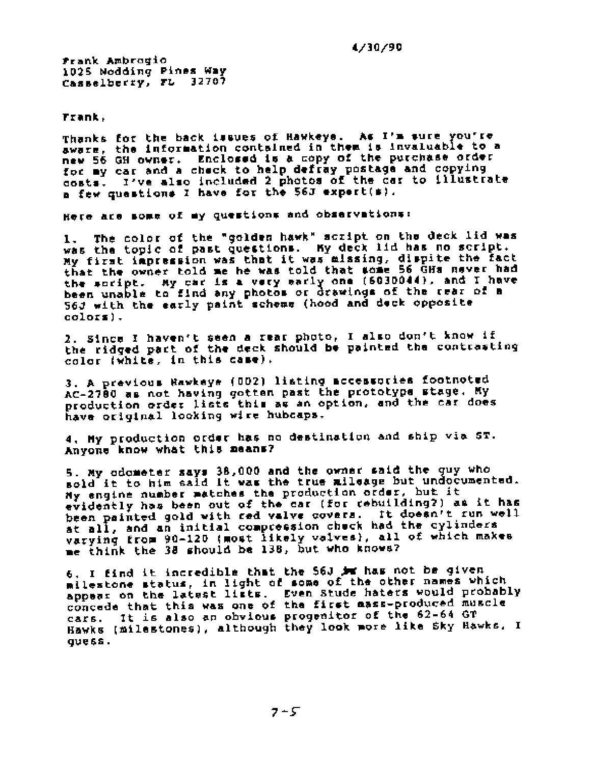4/30/90

Frank Ambrogio
1025 Nodding Pines Way
Casselberry, FL 32707

Frank,

Thanks for the back issues of Hawkeye. As I'm sure you're aware, the information contained in them is invaluable to a new 56 GH owner. Enclosed is a copy of the purchase order for my car and a check to help defray postage and copying costs. I've also included 2 photos of the car to illustrate a few questions I have for the 56J expert(s).

Here are some of my questions and observations:

1. The color of the "golden hawk" script on the deck lid was was the topic of past questions. My deck lid has no script. My first impression was that it was missing, dispite the fact that the owner told me he was told that some 56 GHs never had the script. My car is a very early one (6030044), and I have been unable to find any photos or drawings of the rear of a 56J with the early paint scheme (hood and deck opposite colors).

2. Since I haven't seen a rear photo, I also don't know if the ridged part of the deck should be painted the contrasting color (white, in this case).

3. A previous Hawkeye (002) listing accessories footnoted AC-2780 as not having gotten past the prototype stage. My production order lists this as an option, and the car does have original looking wire hubcaps.

4. My production order has no destination and ship via ST. Anyone know what this means?

5. My odometer says 38,000 and the owner said the guy who sold it to him said it was the true mileage but undocumented. My engine number matches the production order, but it evidently has been out of the car (for rebuilding?) as it has been painted gold with red valve covers. It doesn't run well at all, and an initial compression check had the cylinders varying from 90-120 (most likely valves), all of which makes me think the 38 should be 138, but who knows?

6. I find it incredible that the 56J ~~is~~ has not be given milestone status, in light of some of the other names which appear on the latest lists. Even Stude haters would probably concede that this was one of the first mass-produced muscle cars. It is also an obvious progenitor of the 62-64 GT Hawks (milestones), although they look more like Sky Hawks, I guess.

7-5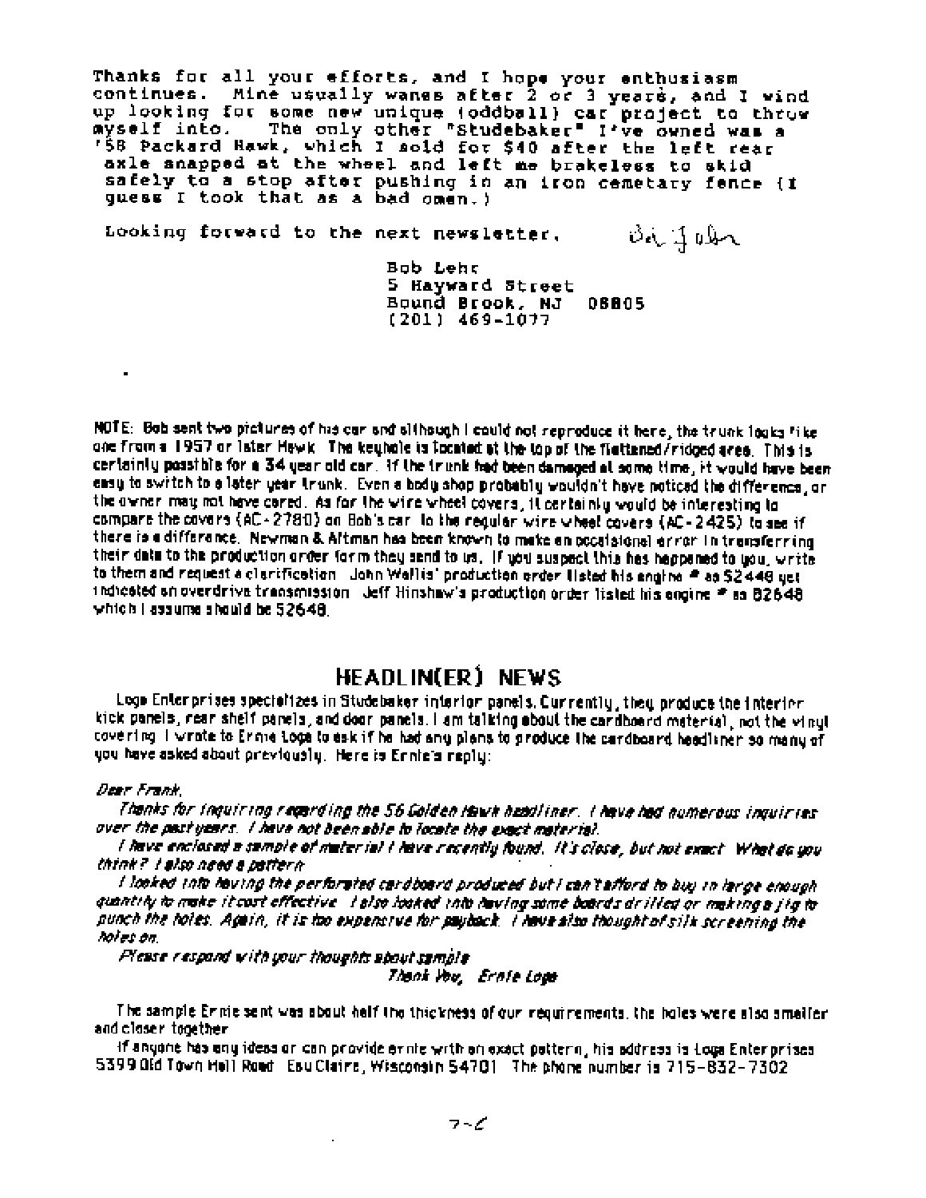Thanks for all your efforts, and I hope your enthusiasm continues. Mine usually wanes after 2 or 3 years, and I wind up looking for some new unique (oddball) car project to throw myself into. The only other "Studebaker" I've owned was a '58 Packard Hawk, which I sold for $40 after the left rear axle snapped at the wheel and left me brakeless to skid safely to a stop after pushing in an iron cemetary fence (I guess I took that as a bad omen.)

Looking forward to the next newsletter.

Bob Lehr
5 Hayward Street
Bound Brook, NJ 08805
(201) 469-1077

NOTE: Bob sent two pictures of his car and although I could not reproduce it here, the trunk looks like one from a 1957 or later Hawk. The keyhole is located at the top of the flattened/ridged area. This is certainly possible for a 34 year old car. If the trunk had been damaged at some time, it would have been easy to switch to a later year trunk. Even a body shop probably wouldn't have noticed the difference, or the owner may not have cared. As for the wire wheel covers, it certainly would be interesting to compare the covers (AC-2780) on Bob's car to the regular wire wheel covers (AC-2425) to see if there is a difference. Newman & Altman has been known to make an occasional error in transferring their data to the production order form they send to us. If you suspect this has happened to you, write to them and request a clarification. John Wallis' production order listed his engine # as 52449 yet indicated an overdrive transmission. Jeff Hinshaw's production order listed his engine # as 82648 which I assume should be 52648.

## HEADLIN(ER) NEWS

Loga Enterprises specializes in Studebaker interior panels. Currently, they produce the interior kick panels, rear shelf panels, and door panels. I am talking about the cardboard material, not the vinyl covering. I wrote to Ernie Loga to ask if he had any plans to produce the cardboard headliner so many of you have asked about previously. Here is Ernie's reply:

*Dear Frank,*

*Thanks for inquiring regarding the 56 Golden Hawk headliner. I have had numerous inquiries over the past years. I have not been able to locate the exact material.*

*I have enclosed a sample of material I have recently found. It's close, but not exact. What do you think? I also need a pattern.*

*I looked into having the perforated cardboard produced but I can't afford to buy in large enough quantity to make it cost effective. I also looked into having some boards drilled or making a jig to punch the holes. Again, it is too expensive for payback. I have also thought of silk screening the holes on.*

*Please respond with your thoughts about sample.*

*Thank You, Ernie Loga*

The sample Ernie sent was about half the thickness of our requirements. the holes were also smaller and closer together.

If anyone has any ideas or can provide ernie with an exact pattern, his address is Loga Enterprises 5399 Old Town Hall Road Eau Claire, Wisconsin 54701. The phone number is 715-832-7302.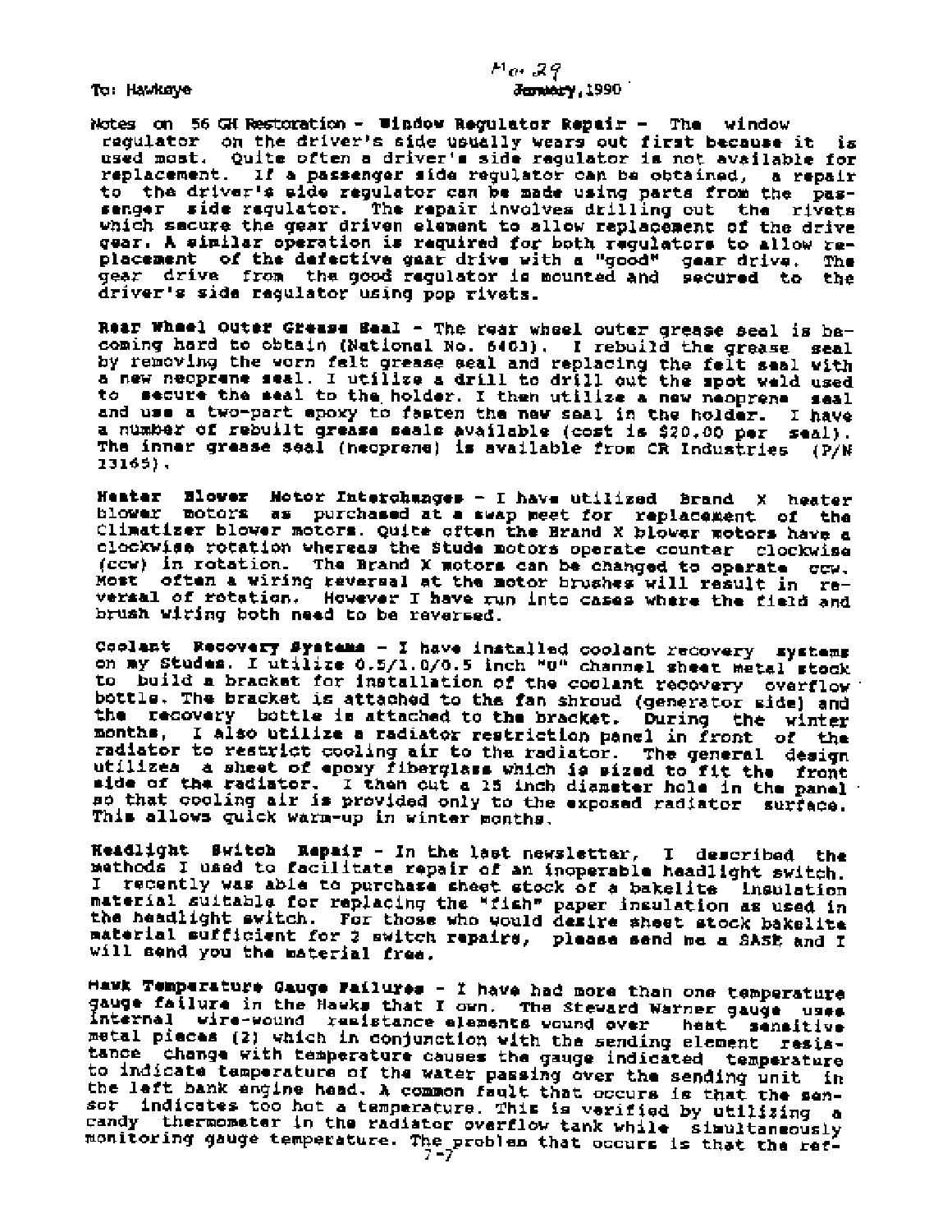To: Hawkeye

Mar 29 ~~January~~, 1990

Notes on 56 GH Restoration - **Window Regulator Repair** - The window regulator on the driver's side usually wears out first because it is used most. Quite often a driver's side regulator is not available for replacement. If a passenger side regulator can be obtained, a repair to the driver's side regulator can be made using parts from the passenger side regulator. The repair involves drilling out the rivets which secure the gear driven element to allow replacement of the drive gear. A similar operation is required for both regulators to allow replacement of the defective gear drive with a "good" gear drive. The gear drive from the good regulator is mounted and secured to the driver's side regulator using pop rivets.

**Rear Wheel Outer Grease Seal** - The rear wheel outer grease seal is becoming hard to obtain (National No. 6403). I rebuild the grease seal by removing the worn felt grease seal and replacing the felt seal with a new neoprene seal. I utilize a drill to drill out the spot weld used to secure the seal to the holder. I then utilize a new neoprene seal and use a two-part epoxy to fasten the new seal in the holder. I have a number of rebuilt grease seals available (cost is $20.00 per seal). The inner grease seal (neoprene) is available from CR Industries (P/N 13165).

**Heater Blower Motor Interchanges** - I have utilized Brand X heater blower motors as purchased at a swap meet for replacement of the Climatizer blower motors. Quite often the Brand X blower motors have a clockwise rotation whereas the Stude motors operate counter clockwise (ccw) in rotation. The Brand X motors can be changed to operate ccw. Most often a wiring reversal at the motor brushes will result in reversal of rotation. However I have run into cases where the field and brush wiring both need to be reversed.

**Coolant Recovery Systems** - I have installed coolant recovery systems on my Studes. I utilize 0.5/1.0/0.5 inch "U" channel sheet metal stock to build a bracket for installation of the coolant recovery overflow bottle. The bracket is attached to the fan shroud (generator side) and the recovery bottle is attached to the bracket. During the winter months, I also utilize a radiator restriction panel in front of the radiator to restrict cooling air to the radiator. The general design utilizes a sheet of epoxy fiberglass which is sized to fit the front side of the radiator. I then cut a 15 inch diameter hole in the panel so that cooling air is provided only to the exposed radiator surface. This allows quick warm-up in winter months.

**Headlight Switch Repair** - In the last newsletter, I described the methods I used to facilitate repair of an inoperable headlight switch. I recently was able to purchase sheet stock of a bakelite insulation material suitable for replacing the "fish" paper insulation as used in the headlight switch. For those who would desire sheet stock bakelite material sufficient for 2 switch repairs, please send me a SASE and I will send you the material free.

**Hawk Temperature Gauge Failures** - I have had more than one temperature gauge failure in the Hawks that I own. The Steward Warner gauge uses internal wire-wound resistance elements wound over heat sensitive metal pieces (2) which in conjunction with the sending element resistance change with temperature causes the gauge indicated temperature to indicate temperature of the water passing over the sending unit in the left bank engine head. A common fault that occurs is that the sensor indicates too hot a temperature. This is verified by utilizing a candy thermometer in the radiator overflow tank while simultaneously monitoring gauge temperature. The problem that occurs is that the ref-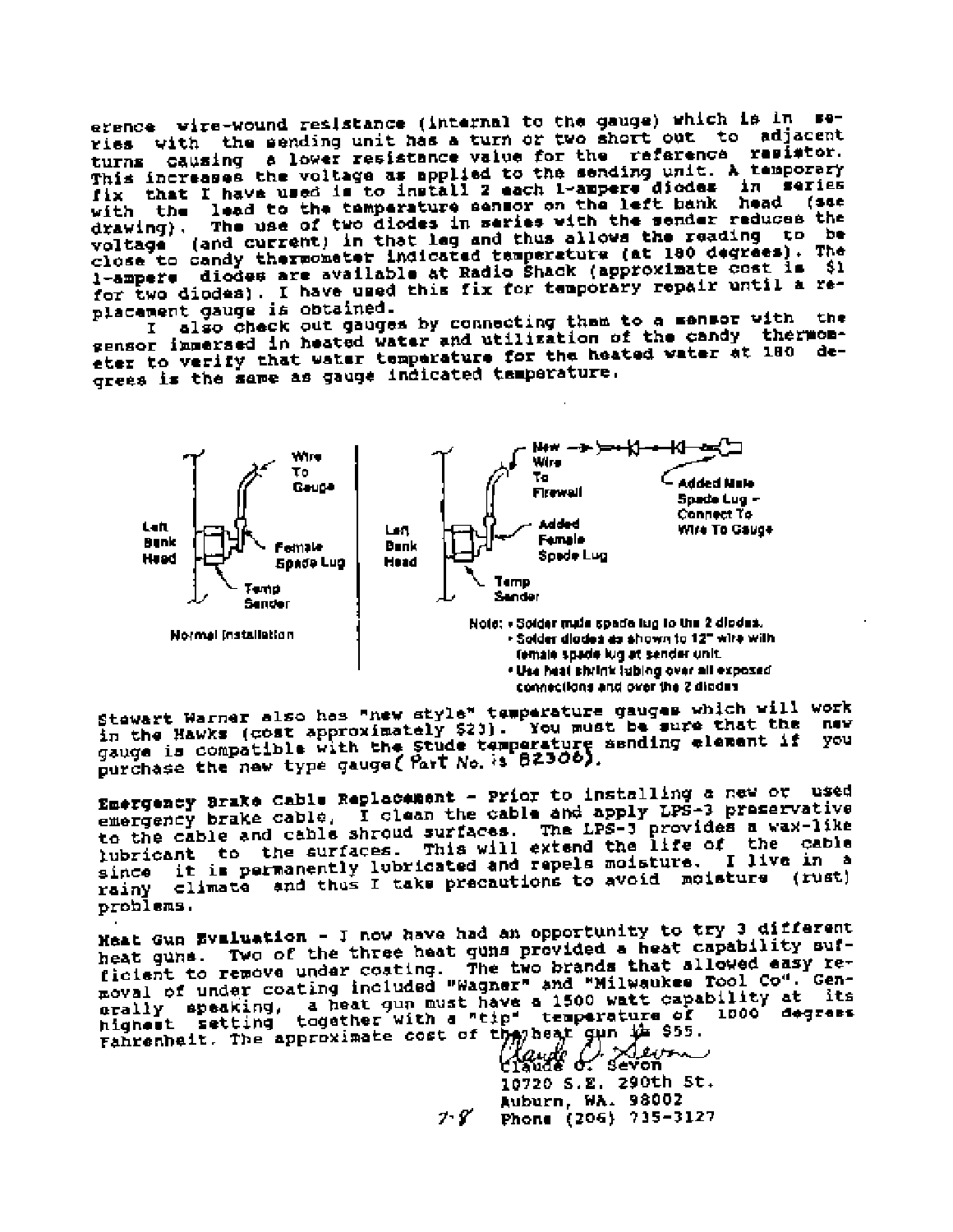erence wire-wound resistance (internal to the gauge) which is in series with the sending unit has a turn or two short out to adjacent turns causing a lower resistance value for the reference resistor. This increases the voltage as applied to the sending unit. A temporary fix that I have used is to install 2 each 1-ampere diodes in series with the lead to the temperature sensor on the left bank head (see drawing). The use of two diodes in series with the sender reduces the voltage (and current) in that leg and thus allows the reading to be close to candy thermometer indicated temperature (at 180 degrees). The 1-ampere diodes are available at Radio Shack (approximate cost is $1 for two diodes). I have used this fix for temporary repair until a replacement gauge is obtained.

I also check out gauges by connecting them to a sensor with the sensor immersed in heated water and utilization of the candy thermometer to verify that water temperature for the heated water at 180 degrees is the same as gauge indicated temperature.

Wire To Gauge

Left Bank Head

Female Spade Lug

Temp Sender

Normal Installation

New Wire To Firewall

Added Male Spade Lug – Connect To Wire To Gauge

Left Bank Head

Added Female Spade Lug

Temp Sender

Note:
- Solder male spade lug to the 2 diodes.
- Solder diodes as shown to 12" wire with female spade lug at sender unit.
- Use heat shrink tubing over all exposed connections and over the 2 diodes

Stewart Warner also has "new style" temperature gauges which will work in the Hawks (cost approximately $23). You must be sure that the new gauge is compatible with the Stude temperature sending element if you purchase the new type gauge (Part No. is 82306).

**Emergency Brake Cable Replacement** - Prior to installing a new or used emergency brake cable, I clean the cable and apply LPS-3 preservative to the cable and cable shroud surfaces. The LPS-3 provides a wax-like lubricant to the surfaces. This will extend the life of the cable since it is permanently lubricated and repels moisture. I live in a rainy climate and thus I take precautions to avoid moisture (rust) problems.

**Heat Gun Evaluation** - I now have had an opportunity to try 3 different heat guns. Two of the three heat guns provided a heat capability sufficient to remove under coating. The two brands that allowed easy removal of under coating included "Wagner" and "Milwaukee Tool Co". Generally speaking, a heat gun must have a 1500 watt capability at its highest setting together with a "tip" temperature of 1000 degrees Fahrenheit. The approximate cost of the heat gun is $55.

Claude O. Sevon
10720 S.E. 290th St.
Auburn, WA. 98002
Phone (206) 735-3127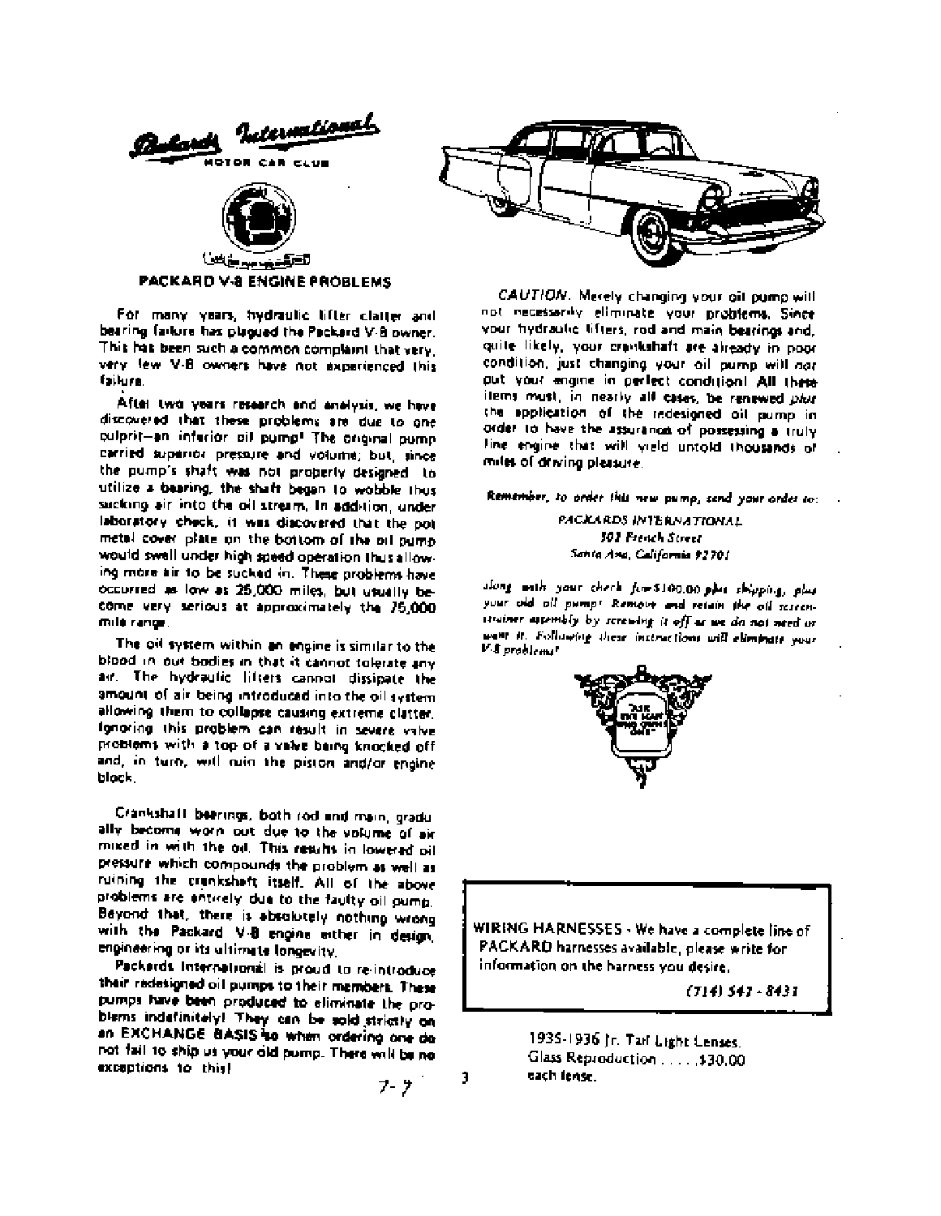Packards International

MOTOR CAR CLUB

## PACKARD V-8 ENGINE PROBLEMS

For many years, hydraulic lifter clatter and bearing failure has plagued the Packard V-8 owner. This has been such a common complaint that very, very few V-8 owners have not experienced this failure.

After two years research and analysis, we have discovered that these problems are due to one culprit—an inferior oil pump! The original pump carried superior pressure and volume, but, since the pump's shaft was not properly designed to utilize a bearing, the shaft began to wobble thus sucking air into the oil stream. In addition, under laboratory check, it was discovered that the pot metal cover plate on the bottom of the oil pump would swell under high speed operation thus allowing more air to be sucked in. These problems have occurred as low as 25,000 miles, but usually become very serious at approximately the 75,000 mile range.

The oil system within an engine is similar to the blood in our bodies in that it cannot tolerate any air. The hydraulic lifters cannot dissipate the amount of air being introduced into the oil system allowing them to collapse causing extreme clatter. Ignoring this problem can result in severe valve problems with a top of a valve being knocked off and, in turn, will ruin the piston and/or engine block.

Crankshaft bearings, both rod and main, gradually become worn out due to the volume of air mixed in with the oil. This results in lowered oil pressure which compounds the problem as well as ruining the crankshaft itself. All of the above problems are entirely due to the faulty oil pump. Beyond that, there is absolutely nothing wrong with the Packard V-8 engine either in design, engineering or its ultimate longevity.

Packards International is proud to re-introduce their redesigned oil pumps to their members. These pumps have been produced to eliminate the problems indefinitely! They can be sold strictly on an EXCHANGE BASIS so when ordering one do not fail to ship us your old pump. There will be no exceptions to this!

*CAUTION.* Merely changing your oil pump will not necessarily eliminate your problems. Since your hydraulic lifters, rod and main bearings and, quite likely, your crankshaft are already in poor condition, just changing your oil pump will *not* put your engine in perfect condition! All these items must, in nearly all cases, be renewed *plus* the application of the redesigned oil pump in order to have the assurance of possessing a truly fine engine that will yield untold thousands of miles of driving pleasure.

***Remember**, to order this new pump, send your order to:*

*PACKARDS INTERNATIONAL*
*302 French Street*
*Santa Ana, California 92701*

*along with your check for $100.00 plus shipping, plus your old oil pump! Remove and retain the oil screen-strainer assembly by screwing it off as we do not need or want it. Following these instructions will eliminate your V-8 problems!*

"ASK THE MAN WHO OWNS ONE"

WIRING HARNESSES - We have a complete line of PACKARD harnesses available, please write for information on the harness you desire.

*(714) 541 - 8431*

1935-1936 Jr. Tail Light Lenses.
Glass Reproduction . . . . . $30.00
each lense.

7-7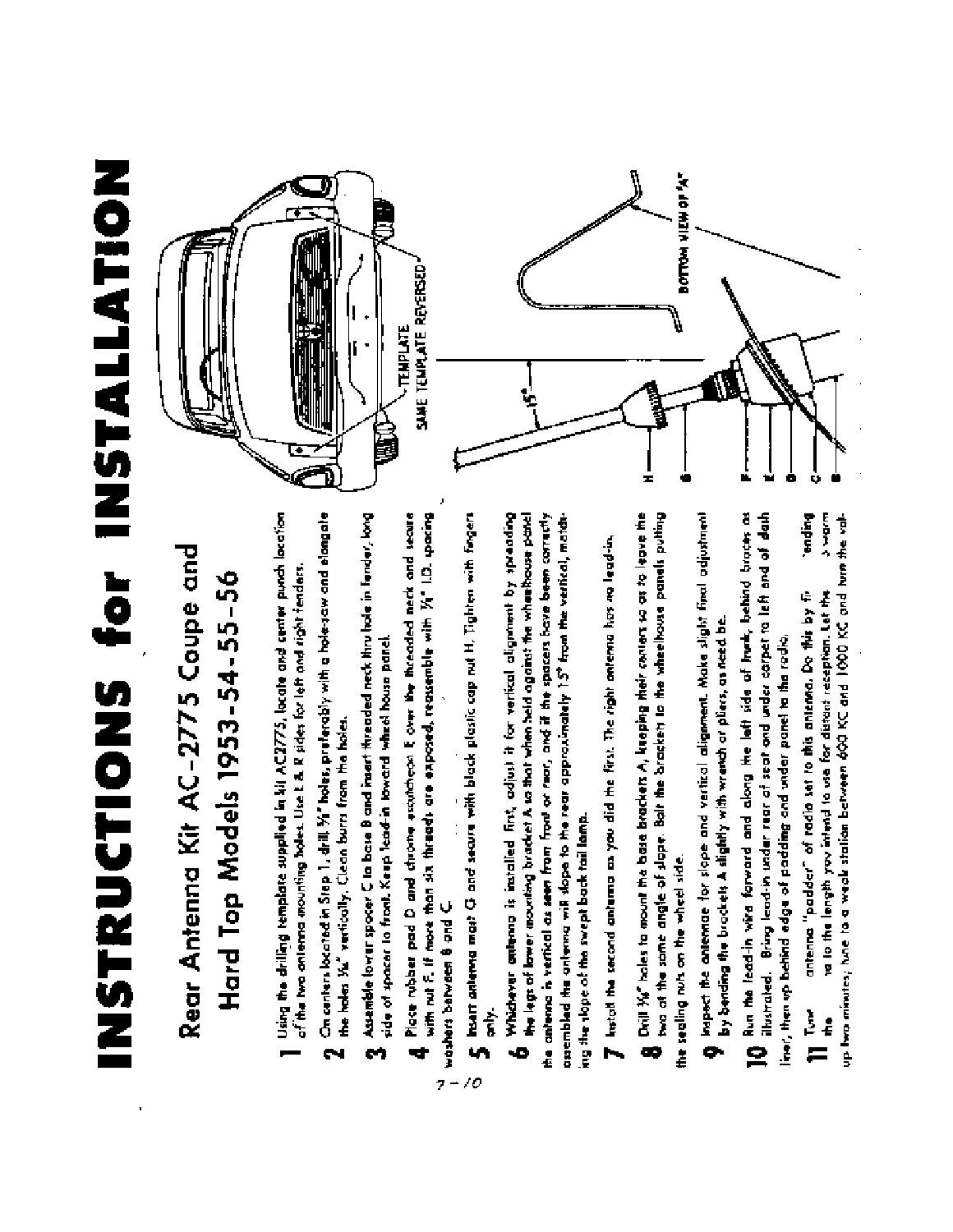# INSTRUCTIONS for INSTALLATION

## Rear Antenna Kit AC-2775 Coupe and Hard Top Models 1953-54-55-56

**1** Using the drilling template supplied in kit AC2775, locate and center punch location of the two antenna mounting holes. Use L & R sides for left and right fenders.

**2** On centers located in Step 1, drill 5/8" holes, preferably with a hole-saw and elongate the holes 1/16" vertically. Clean burrs from the holes.

**3** Assemble lower spacer C to base B and insert threaded neck thru hole in fender, long side of spacer to front. Keep lead-in toward wheel house panel.

**4** Place rubber pad D and chrome escutcheon E over the threaded neck and secure with nut F. If more than six threads are exposed, reassemble with 1/4" I.D. spacing washers between B and C.

**5** Insert antenna mast G and secure with black plastic cap nut H. Tighten with fingers only.

**6** Whichever antenna is installed first, adjust it for vertical alignment by spreading the legs of lower mounting bracket A so that when held against the wheelhouse panel the antenna is vertical as seen from front or rear, and if the spacers have been correctly assembled the antenna will slope to the rear approximately 15° from the vertical, matching the slope of the swept back tail lamp.

**7** Install the second antenna as you did the first. The right antenna has no lead-in.

**8** Drill 5/16" holes to mount the base brackets A, keeping their centers so as to leave the two at the same angle of slope. Bolt the brackets to the wheelhouse panels putting the sealing nuts on the wheel side.

**9** Inspect the antennae for slope and vertical alignment. Make slight final adjustment by bending the brackets A slightly with wrench or pliers, as need be.

**10** Run the lead-in wire forward and along the left side of trunk, behind braces as illustrated. Bring lead-in under rear of seat and under carpet to left and of dash liner, then up behind edge of padding and under panel to the radio.

**11** Tune antenna "padder" of radio set to this antenna. Do this by fi... 'ending the ...na to the length you intend to use for distant reception. Let the ...) warm up two minutes; tune to a weak station between 600 KC and 1000 KC and turn the val-

TEMPLATE

SAME TEMPLATE REVERSED

15°

H

G

F

E

D

C

B

BOTTOM VIEW OF "A"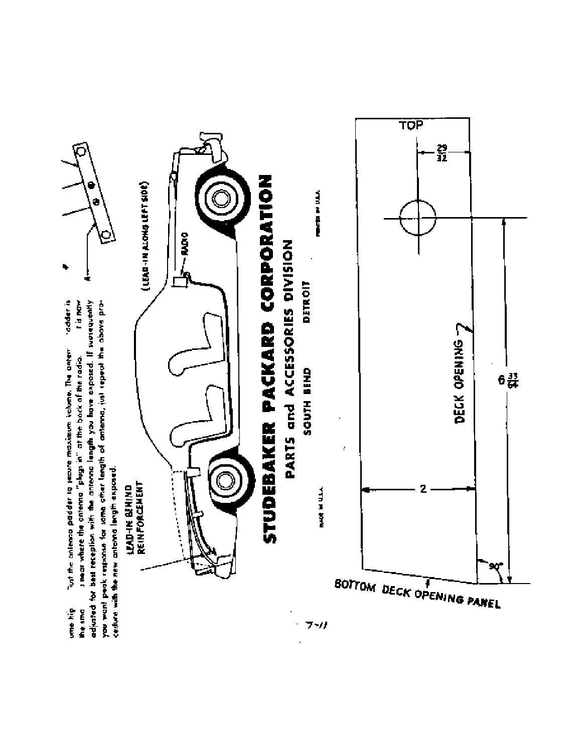...ume hig ...just the antenna padder to secure maximum volume. The anten... padder is ... the sma... s near where the antenna "plugs in" at the back of the radio. ... t is now adjusted for best reception with the antenna length you have exposed. If subsequently you want peak response for some other length of antenna, just repeat the above procedure with the new antenna length exposed.

A

LEAD-IN BEHIND REINFORCEMENT

RADIO

(LEAD-IN ALONG LEFT SIDE)

# STUDEBAKER PACKARD CORPORATION

## PARTS and ACCESSORIES DIVISION

SOUTH BEND DETROIT

MADE IN U.S.A.

PRINTED IN U.S.A.

TOP

29/32

DECK OPENING

6 33/64

2

90°

BOTTOM DECK OPENING PANEL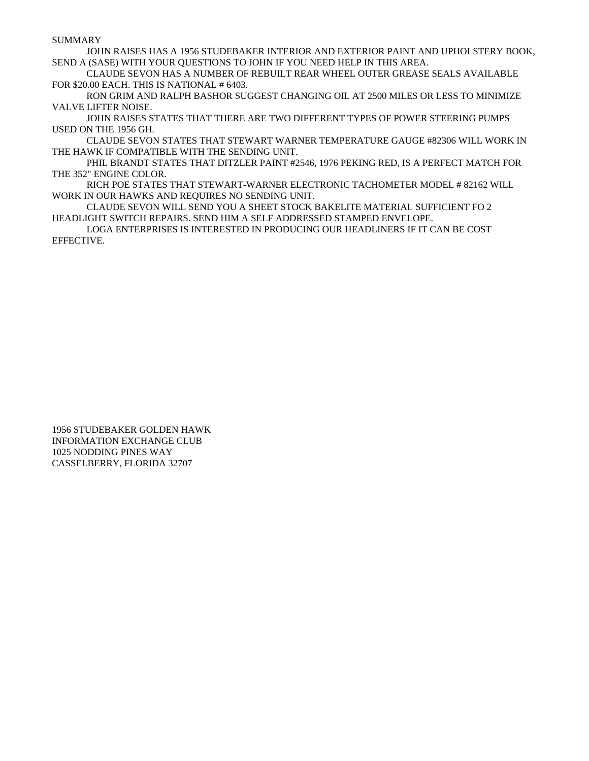SUMMARY

JOHN RAISES HAS A 1956 STUDEBAKER INTERIOR AND EXTERIOR PAINT AND UPHOLSTERY BOOK, SEND A (SASE) WITH YOUR QUESTIONS TO JOHN IF YOU NEED HELP IN THIS AREA.

CLAUDE SEVON HAS A NUMBER OF REBUILT REAR WHEEL OUTER GREASE SEALS AVAILABLE FOR $20.00 EACH. THIS IS NATIONAL # 6403.

RON GRIM AND RALPH BASHOR SUGGEST CHANGING OIL AT 2500 MILES OR LESS TO MINIMIZE VALVE LIFTER NOISE.

JOHN RAISES STATES THAT THERE ARE TWO DIFFERENT TYPES OF POWER STEERING PUMPS USED ON THE 1956 GH.

CLAUDE SEVON STATES THAT STEWART WARNER TEMPERATURE GAUGE #82306 WILL WORK IN THE HAWK IF COMPATIBLE WITH THE SENDING UNIT.

PHIL BRANDT STATES THAT DITZLER PAINT #2546, 1976 PEKING RED, IS A PERFECT MATCH FOR THE 352" ENGINE COLOR.

RICH POE STATES THAT STEWART-WARNER ELECTRONIC TACHOMETER MODEL # 82162 WILL WORK IN OUR HAWKS AND REQUIRES NO SENDING UNIT.

CLAUDE SEVON WILL SEND YOU A SHEET STOCK BAKELITE MATERIAL SUFFICIENT FO 2 HEADLIGHT SWITCH REPAIRS. SEND HIM A SELF ADDRESSED STAMPED ENVELOPE.

LOGA ENTERPRISES IS INTERESTED IN PRODUCING OUR HEADLINERS IF IT CAN BE COST EFFECTIVE.

1956 STUDEBAKER GOLDEN HAWK
INFORMATION EXCHANGE CLUB
1025 NODDING PINES WAY
CASSELBERRY, FLORIDA 32707